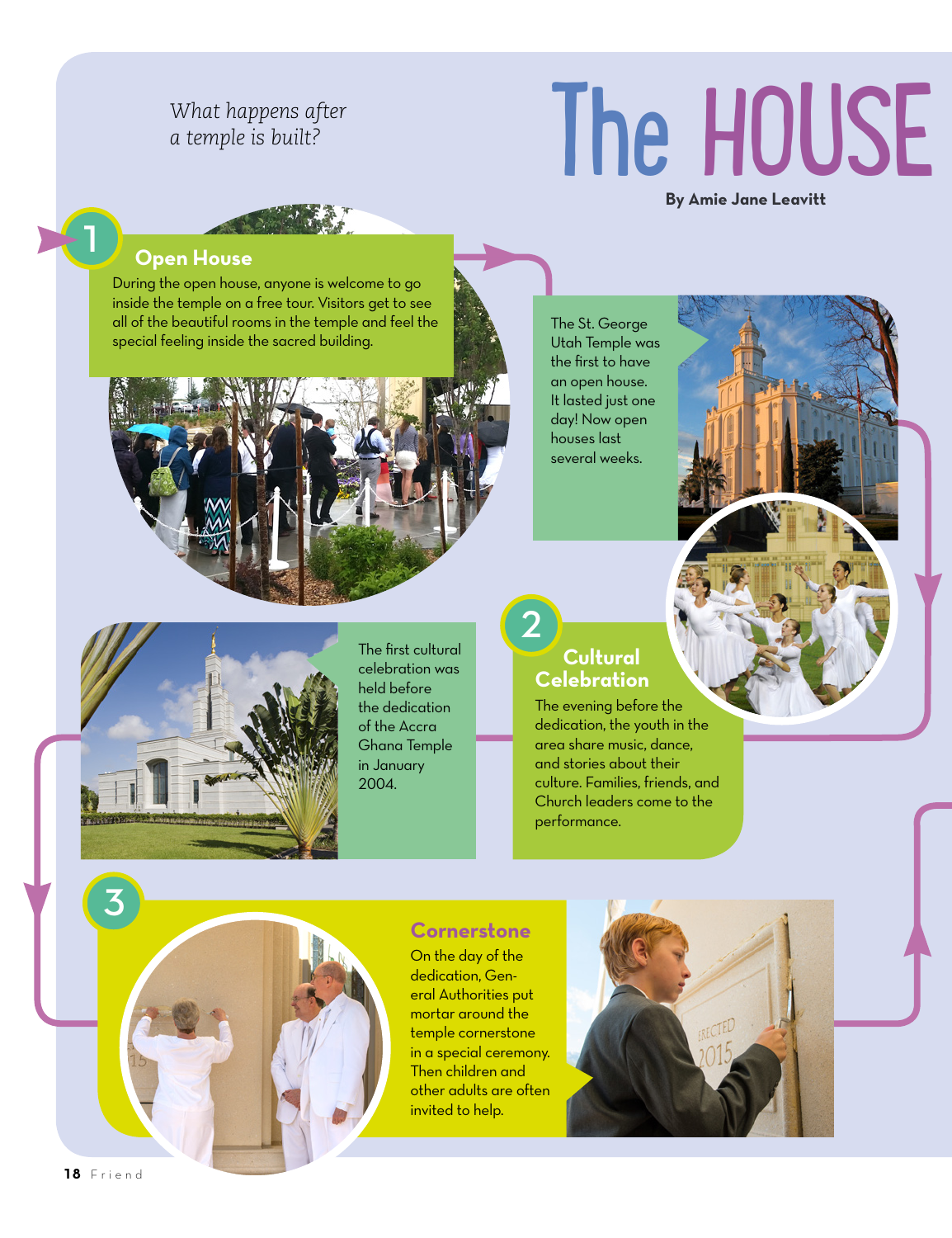# The HOUSE

*What happens after a temple is built?*

**By Amie Jane Leavitt**

## 1 Open House

During the open house, anyone is welcome to go inside the temple on a free tour. Visitors get to see all of the beautiful rooms in the temple and feel the special feeling inside the sacred building.

The St. George Utah Temple was the first to have an open house. It lasted just one day! Now open houses last several weeks.

## 2 Cultural Celebration

The evening before the dedication, the youth in the area share music, dance, and stories about their culture. Families, friends, and Church leaders come to the performance.

The first cultural celebration was held before the dedication of the Accra Ghana Temple in January 2004.

## 3 Cornerstone

On the day of the dedication, General Authorities put mortar around the temple cornerstone in a special ceremony. Then children and other adults are often invited to help.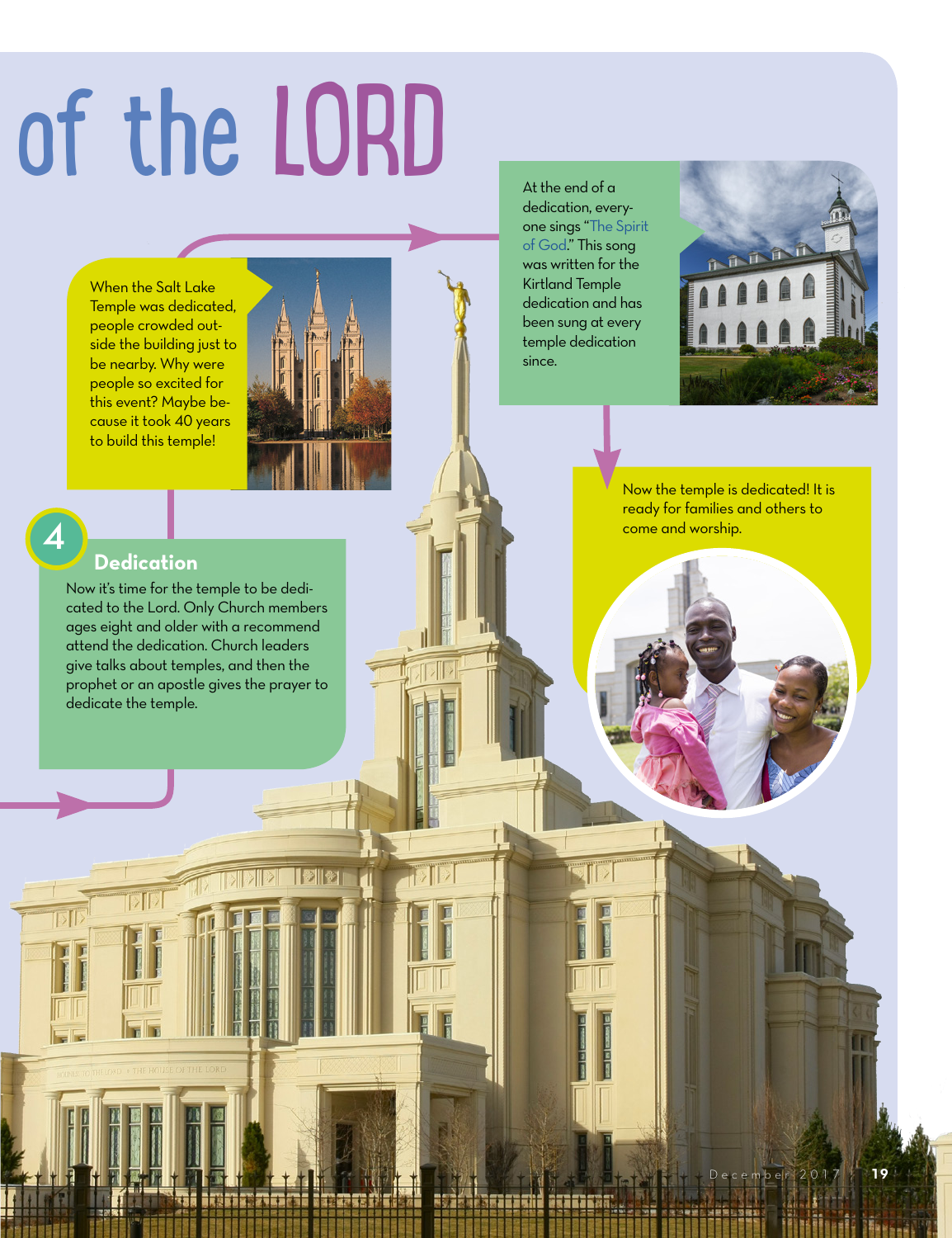# of the LORD

When the Salt Lake Temple was dedicated, people crowded outside the building just to be nearby. Why were people so excited for this event? Maybe because it took 40 years to build this temple!

At the end of a dedication, everyone sings "The Spirit of God." This song was written for the Kirtland Temple dedication and has been sung at every temple dedication since.

## 4 Dedication

Now it's time for the temple to be dedicated to the Lord. Only Church members ages eight and older with a recommend attend the dedication. Church leaders give talks about temples, and then the prophet or an apostle gives the prayer to dedicate the temple.

Now the temple is dedicated! It is ready for families and others to come and worship.